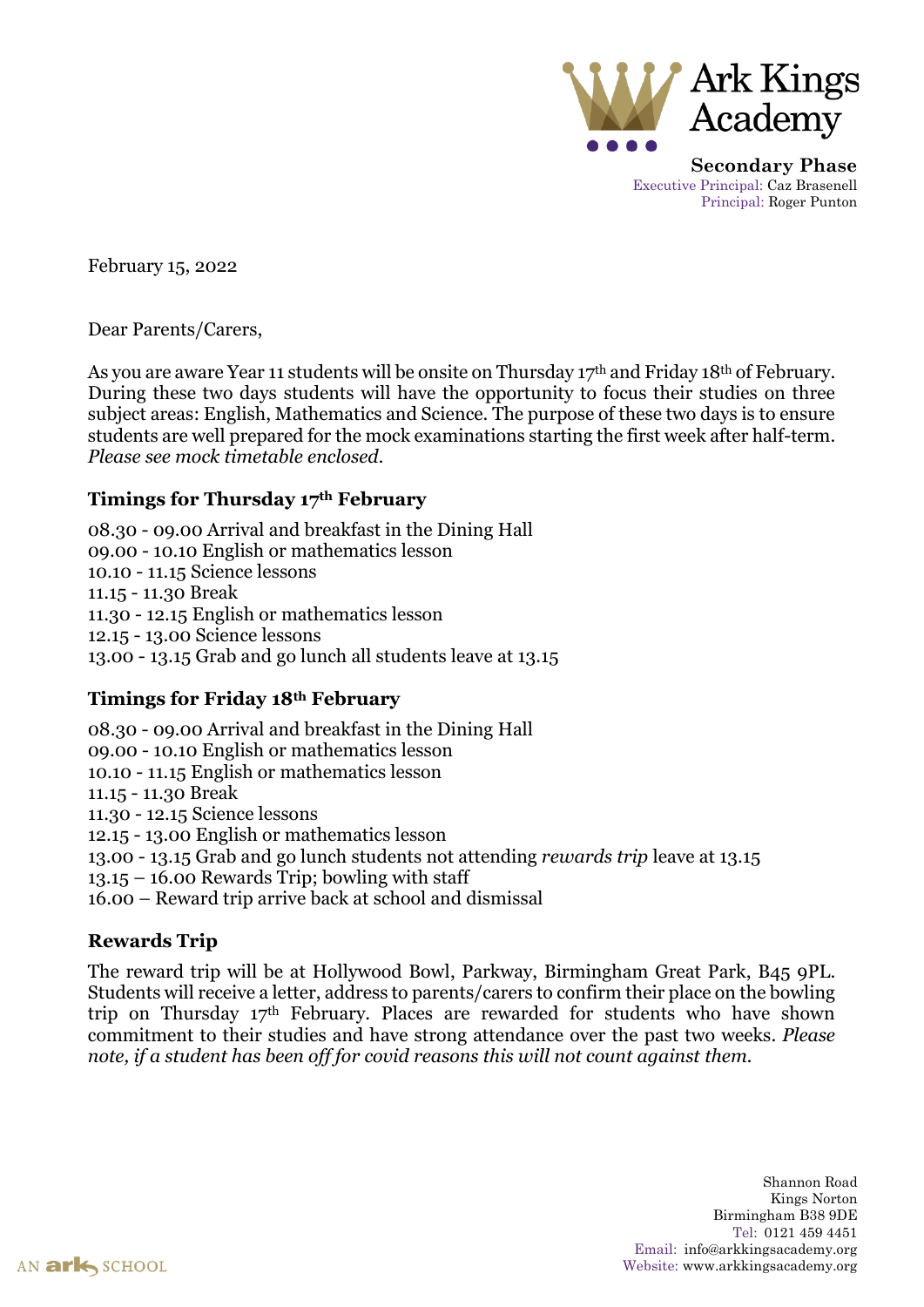Ark Kings Academy

**Secondary Phase**
Executive Principal: Caz Brasenell
Principal: Roger Punton

February 15, 2022

Dear Parents/Carers,

As you are aware Year 11 students will be onsite on Thursday 17th and Friday 18th of February. During these two days students will have the opportunity to focus their studies on three subject areas: English, Mathematics and Science. The purpose of these two days is to ensure students are well prepared for the mock examinations starting the first week after half-term. *Please see mock timetable enclosed.*

## Timings for Thursday 17th February

08.30 - 09.00 Arrival and breakfast in the Dining Hall
09.00 - 10.10 English or mathematics lesson
10.10 - 11.15 Science lessons
11.15 - 11.30 Break
11.30 - 12.15 English or mathematics lesson
12.15 - 13.00 Science lessons
13.00 - 13.15 Grab and go lunch all students leave at 13.15

## Timings for Friday 18th February

08.30 - 09.00 Arrival and breakfast in the Dining Hall
09.00 - 10.10 English or mathematics lesson
10.10 - 11.15 English or mathematics lesson
11.15 - 11.30 Break
11.30 - 12.15 Science lessons
12.15 - 13.00 English or mathematics lesson
13.00 - 13.15 Grab and go lunch students not attending *rewards trip* leave at 13.15
13.15 – 16.00 Rewards Trip; bowling with staff
16.00 – Reward trip arrive back at school and dismissal

## Rewards Trip

The reward trip will be at Hollywood Bowl, Parkway, Birmingham Great Park, B45 9PL. Students will receive a letter, address to parents/carers to confirm their place on the bowling trip on Thursday 17th February. Places are rewarded for students who have shown commitment to their studies and have strong attendance over the past two weeks. *Please note, if a student has been off for covid reasons this will not count against them.*

Shannon Road
Kings Norton
Birmingham B38 9DE
Tel: 0121 459 4451
Email: info@arkkingsacademy.org
Website: www.arkkingsacademy.org

AN ark SCHOOL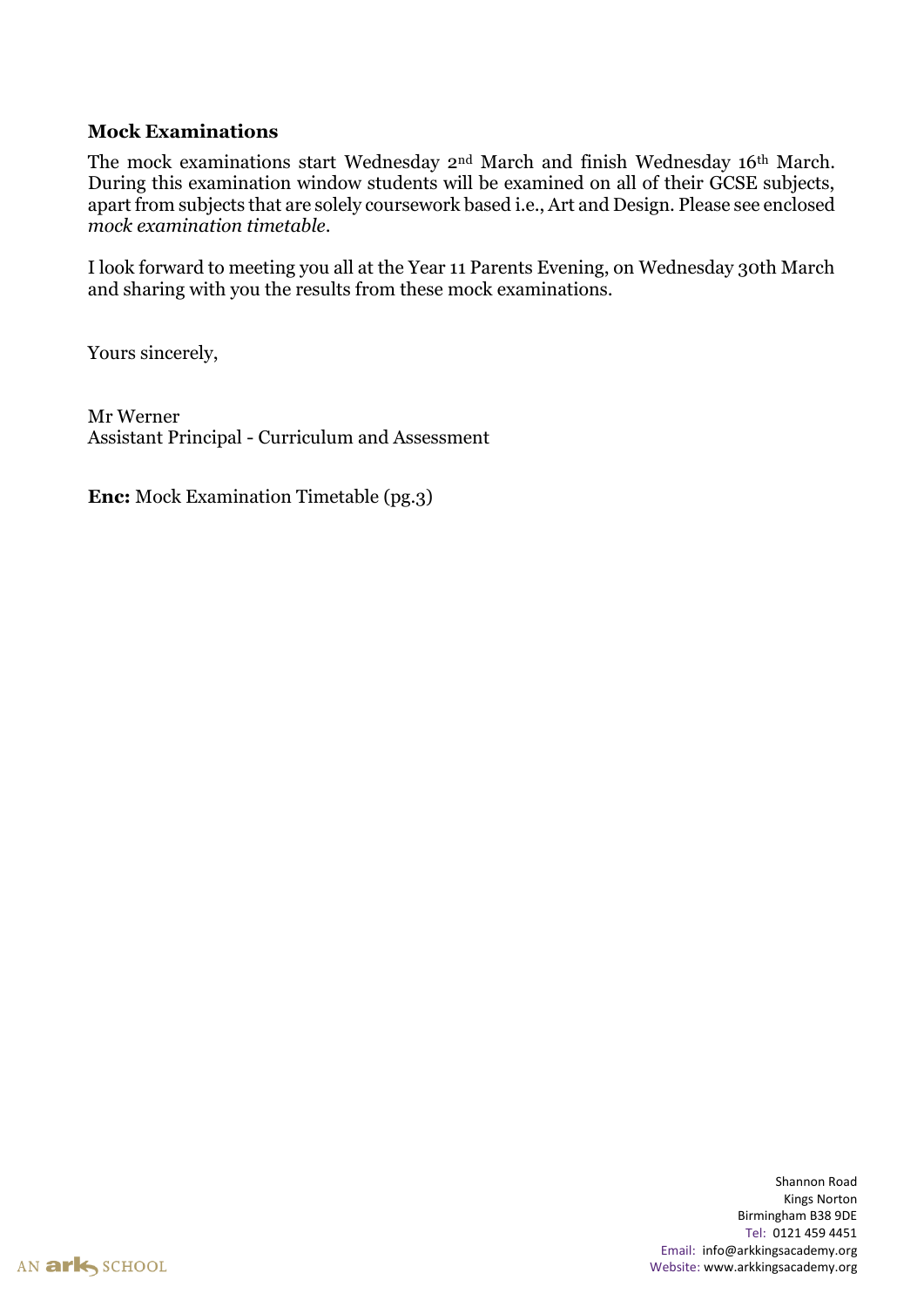**Mock Examinations**

The mock examinations start Wednesday 2nd March and finish Wednesday 16th March. During this examination window students will be examined on all of their GCSE subjects, apart from subjects that are solely coursework based i.e., Art and Design. Please see enclosed *mock examination timetable*.

I look forward to meeting you all at the Year 11 Parents Evening, on Wednesday 30th March and sharing with you the results from these mock examinations.

Yours sincerely,

Mr Werner
Assistant Principal - Curriculum and Assessment

**Enc:** Mock Examination Timetable (pg.3)

Shannon Road
Kings Norton
Birmingham B38 9DE
Tel: 0121 459 4451
Email: info@arkkingsacademy.org
Website: www.arkkingsacademy.org

AN ark SCHOOL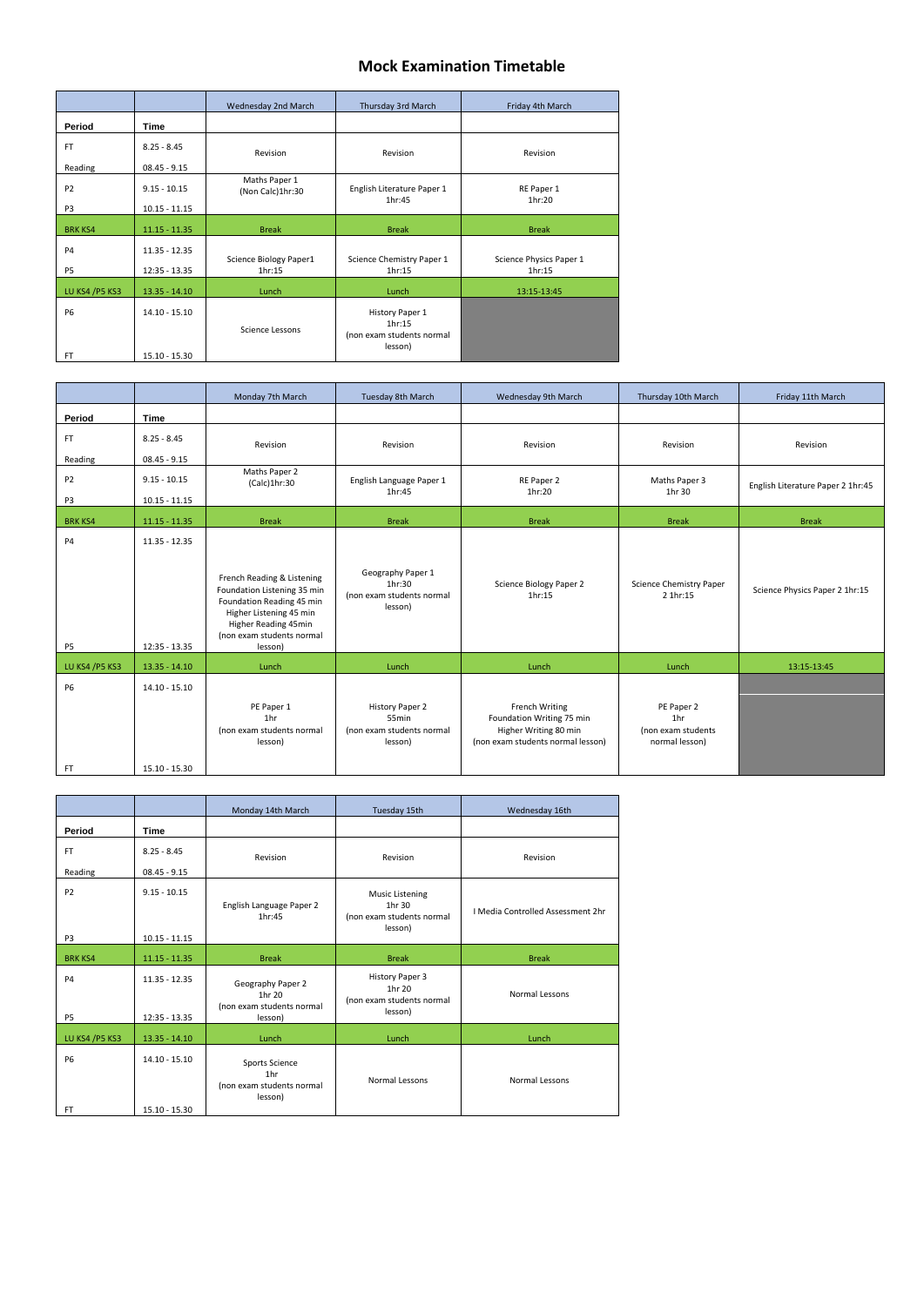# Mock Examination Timetable

| Period | Time | Wednesday 2nd March | Thursday 3rd March | Friday 4th March |
|---|---|---|---|---|
| FT | 8.25 - 8.45 | Revision | Revision | Revision |
| Reading | 08.45 - 9.15 | | | |
| P2 | 9.15 - 10.15 | Maths Paper 1 (Non Calc)1hr:30 | English Literature Paper 1 1hr:45 | RE Paper 1 1hr:20 |
| P3 | 10.15 - 11.15 | | | |
| BRK KS4 | 11.15 - 11.35 | Break | Break | Break |
| P4 | 11.35 - 12.35 | Science Biology Paper1 1hr:15 | Science Chemistry Paper 1 1hr:15 | Science Physics Paper 1 1hr:15 |
| P5 | 12:35 - 13.35 | | | |
| LU KS4 /P5 KS3 | 13.35 - 14.10 | Lunch | Lunch | 13:15-13:45 |
| P6 | 14.10 - 15.10 | Science Lessons | History Paper 1 1hr:15 (non exam students normal lesson) | |
| FT | 15.10 - 15.30 | | | |

| Period | Time | Monday 7th March | Tuesday 8th March | Wednesday 9th March | Thursday 10th March | Friday 11th March |
|---|---|---|---|---|---|---|
| FT | 8.25 - 8.45 | Revision | Revision | Revision | Revision | Revision |
| Reading | 08.45 - 9.15 | | | | | |
| P2 | 9.15 - 10.15 | Maths Paper 2 (Calc)1hr:30 | English Language Paper 1 1hr:45 | RE Paper 2 1hr:20 | Maths Paper 3 1hr 30 | English Literature Paper 2 1hr:45 |
| P3 | 10.15 - 11.15 | | | | | |
| BRK KS4 | 11.15 - 11.35 | Break | Break | Break | Break | Break |
| P4 | 11.35 - 12.35 | French Reading & Listening Foundation Listening 35 min Foundation Reading 45 min Higher Listening 45 min Higher Reading 45min (non exam students normal lesson) | Geography Paper 1 1hr:30 (non exam students normal lesson) | Science Biology Paper 2 1hr:15 | Science Chemistry Paper 2 1hr:15 | Science Physics Paper 2 1hr:15 |
| P5 | 12:35 - 13.35 | | | | | |
| LU KS4 /P5 KS3 | 13.35 - 14.10 | Lunch | Lunch | Lunch | Lunch | 13:15-13:45 |
| P6 | 14.10 - 15.10 | PE Paper 1 1hr (non exam students normal lesson) | History Paper 2 55min (non exam students normal lesson) | French Writing Foundation Writing 75 min Higher Writing 80 min (non exam students normal lesson) | PE Paper 2 1hr (non exam students normal lesson) | |
| FT | 15.10 - 15.30 | | | | | |

| Period | Time | Monday 14th March | Tuesday 15th | Wednesday 16th |
|---|---|---|---|---|
| FT | 8.25 - 8.45 | Revision | Revision | Revision |
| Reading | 08.45 - 9.15 | | | |
| P2 | 9.15 - 10.15 | English Language Paper 2 1hr:45 | Music Listening 1hr 30 (non exam students normal lesson) | I Media Controlled Assessment 2hr |
| P3 | 10.15 - 11.15 | | | |
| BRK KS4 | 11.15 - 11.35 | Break | Break | Break |
| P4 | 11.35 - 12.35 | Geography Paper 2 1hr 20 (non exam students normal lesson) | History Paper 3 1hr 20 (non exam students normal lesson) | Normal Lessons |
| P5 | 12:35 - 13.35 | | | |
| LU KS4 /P5 KS3 | 13.35 - 14.10 | Lunch | Lunch | Lunch |
| P6 | 14.10 - 15.10 | Sports Science 1hr (non exam students normal lesson) | Normal Lessons | Normal Lessons |
| FT | 15.10 - 15.30 | | | |